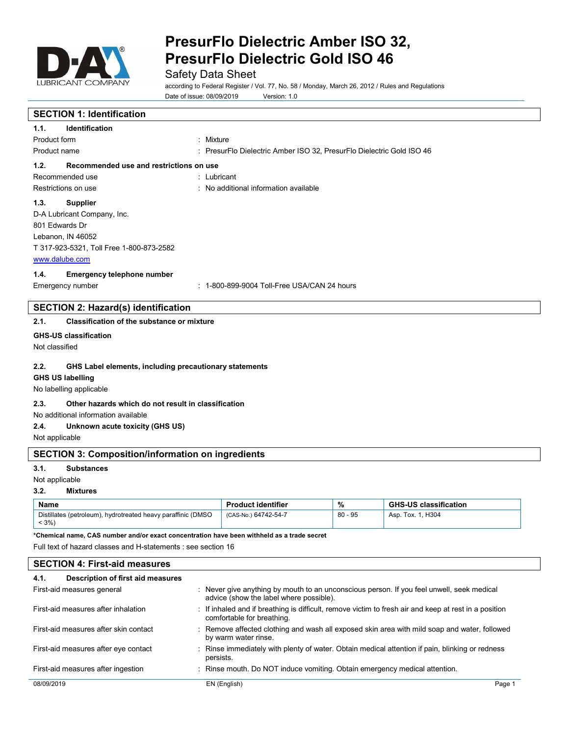# PresurFlo Dielectric Amber ISO 32, PresurFlo Dielectric Gold ISO 46

Safety Data Sheet

according to Federal Register / Vol. 77, No. 58 / Monday, March 26, 2012 / Rules and Regulations

Date of issue: 08/09/2019 Version: 1.0

## SECTION 1: Identification

### 1.1. Identification

Product form : Mixture

Product name : PresurFlo Dielectric Amber ISO 32, PresurFlo Dielectric Gold ISO 46

### 1.2. Recommended use and restrictions on use

Recommended use : Lubricant

Restrictions on use : No additional information available

### 1.3. Supplier

D-A Lubricant Company, Inc.
801 Edwards Dr
Lebanon, IN 46052
T 317-923-5321, Toll Free 1-800-873-2582
www.dalube.com

### 1.4. Emergency telephone number

Emergency number : 1-800-899-9004 Toll-Free USA/CAN 24 hours

## SECTION 2: Hazard(s) identification

### 2.1. Classification of the substance or mixture

**GHS-US classification**

Not classified

### 2.2. GHS Label elements, including precautionary statements

**GHS US labelling**

No labelling applicable

### 2.3. Other hazards which do not result in classification

No additional information available

### 2.4. Unknown acute toxicity (GHS US)

Not applicable

## SECTION 3: Composition/information on ingredients

### 3.1. Substances

Not applicable

### 3.2. Mixtures

| Name | Product identifier | % | GHS-US classification |
|---|---|---|---|
| Distillates (petroleum), hydrotreated heavy paraffinic (DMSO < 3%) | (CAS-No.) 64742-54-7 | 80 - 95 | Asp. Tox. 1, H304 |

**\*Chemical name, CAS number and/or exact concentration have been withheld as a trade secret**

Full text of hazard classes and H-statements : see section 16

## SECTION 4: First-aid measures

### 4.1. Description of first aid measures

First-aid measures general : Never give anything by mouth to an unconscious person. If you feel unwell, seek medical advice (show the label where possible).

First-aid measures after inhalation : If inhaled and if breathing is difficult, remove victim to fresh air and keep at rest in a position comfortable for breathing.

First-aid measures after skin contact : Remove affected clothing and wash all exposed skin area with mild soap and water, followed by warm water rinse.

First-aid measures after eye contact : Rinse immediately with plenty of water. Obtain medical attention if pain, blinking or redness persists.

First-aid measures after ingestion : Rinse mouth. Do NOT induce vomiting. Obtain emergency medical attention.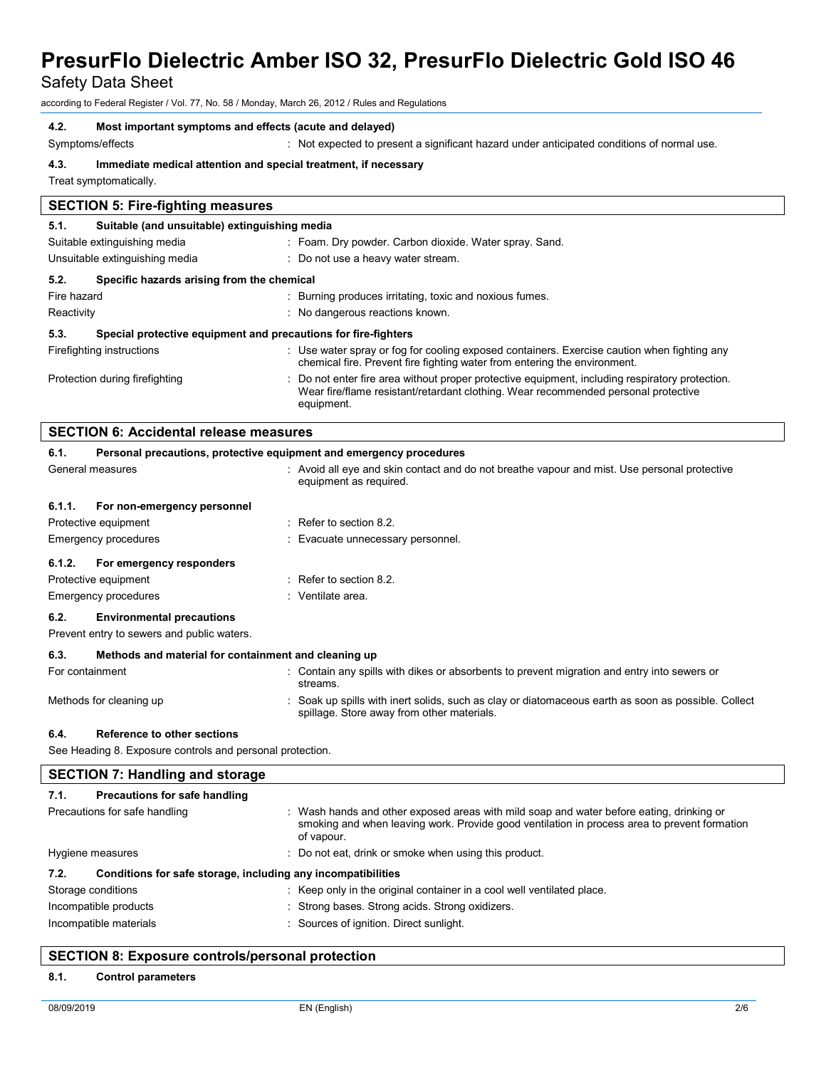#### 4.2. Most important symptoms and effects (acute and delayed)

Symptoms/effects : Not expected to present a significant hazard under anticipated conditions of normal use.

#### 4.3. Immediate medical attention and special treatment, if necessary

Treat symptomatically.

## SECTION 5: Fire-fighting measures

#### 5.1. Suitable (and unsuitable) extinguishing media

Suitable extinguishing media : Foam. Dry powder. Carbon dioxide. Water spray. Sand.

Unsuitable extinguishing media : Do not use a heavy water stream.

#### 5.2. Specific hazards arising from the chemical

Fire hazard : Burning produces irritating, toxic and noxious fumes.

Reactivity : No dangerous reactions known.

#### 5.3. Special protective equipment and precautions for fire-fighters

Firefighting instructions : Use water spray or fog for cooling exposed containers. Exercise caution when fighting any chemical fire. Prevent fire fighting water from entering the environment.

Protection during firefighting : Do not enter fire area without proper protective equipment, including respiratory protection. Wear fire/flame resistant/retardant clothing. Wear recommended personal protective equipment.

## SECTION 6: Accidental release measures

#### 6.1. Personal precautions, protective equipment and emergency procedures

General measures : Avoid all eye and skin contact and do not breathe vapour and mist. Use personal protective equipment as required.

##### 6.1.1. For non-emergency personnel

Protective equipment : Refer to section 8.2.

Emergency procedures : Evacuate unnecessary personnel.

##### 6.1.2. For emergency responders

Protective equipment : Refer to section 8.2.

Emergency procedures : Ventilate area.

#### 6.2. Environmental precautions

Prevent entry to sewers and public waters.

#### 6.3. Methods and material for containment and cleaning up

For containment : Contain any spills with dikes or absorbents to prevent migration and entry into sewers or streams.

Methods for cleaning up : Soak up spills with inert solids, such as clay or diatomaceous earth as soon as possible. Collect spillage. Store away from other materials.

#### 6.4. Reference to other sections

See Heading 8. Exposure controls and personal protection.

## SECTION 7: Handling and storage

#### 7.1. Precautions for safe handling

Precautions for safe handling : Wash hands and other exposed areas with mild soap and water before eating, drinking or smoking and when leaving work. Provide good ventilation in process area to prevent formation of vapour.

Hygiene measures : Do not eat, drink or smoke when using this product.

#### 7.2. Conditions for safe storage, including any incompatibilities

Storage conditions : Keep only in the original container in a cool well ventilated place.

Incompatible products : Strong bases. Strong acids. Strong oxidizers.

Incompatible materials : Sources of ignition. Direct sunlight.

## SECTION 8: Exposure controls/personal protection

#### 8.1. Control parameters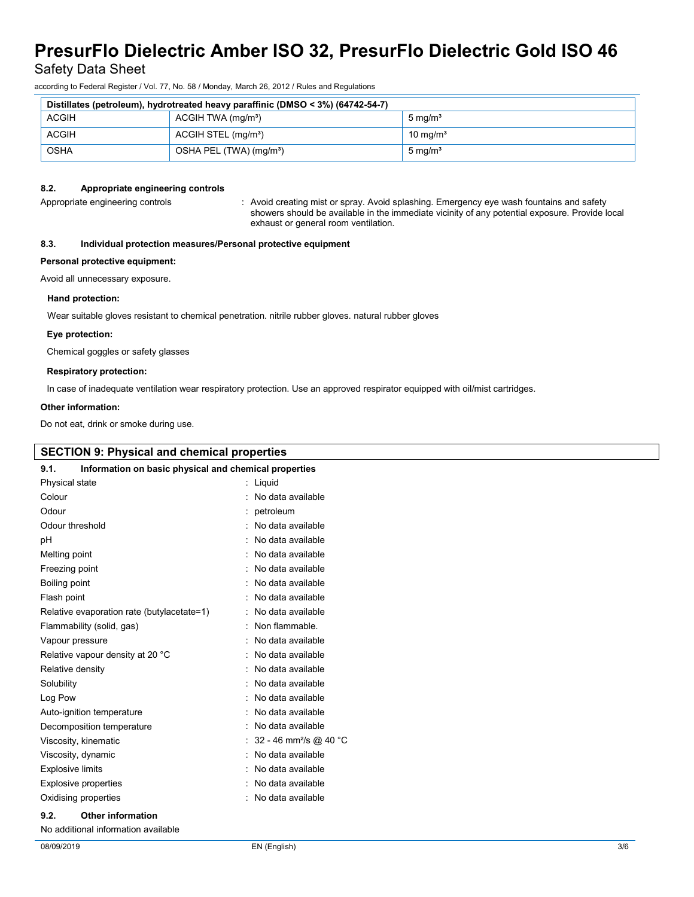| Distillates (petroleum), hydrotreated heavy paraffinic (DMSO < 3%) (64742-54-7) | | |
| --- | --- | --- |
| ACGIH | ACGIH TWA (mg/m³) | 5 mg/m³ |
| ACGIH | ACGIH STEL (mg/m³) | 10 mg/m³ |
| OSHA | OSHA PEL (TWA) (mg/m³) | 5 mg/m³ |

#### 8.2. Appropriate engineering controls

Appropriate engineering controls : Avoid creating mist or spray. Avoid splashing. Emergency eye wash fountains and safety showers should be available in the immediate vicinity of any potential exposure. Provide local exhaust or general room ventilation.

#### 8.3. Individual protection measures/Personal protective equipment

**Personal protective equipment:**

Avoid all unnecessary exposure.

**Hand protection:**

Wear suitable gloves resistant to chemical penetration. nitrile rubber gloves. natural rubber gloves

**Eye protection:**

Chemical goggles or safety glasses

**Respiratory protection:**

In case of inadequate ventilation wear respiratory protection. Use an approved respirator equipped with oil/mist cartridges.

**Other information:**

Do not eat, drink or smoke during use.

## SECTION 9: Physical and chemical properties

#### 9.1. Information on basic physical and chemical properties

Physical state : Liquid
Colour : No data available
Odour : petroleum
Odour threshold : No data available
pH : No data available
Melting point : No data available
Freezing point : No data available
Boiling point : No data available
Flash point : No data available
Relative evaporation rate (butylacetate=1) : No data available
Flammability (solid, gas) : Non flammable.
Vapour pressure : No data available
Relative vapour density at 20 °C : No data available
Relative density : No data available
Solubility : No data available
Log Pow : No data available
Auto-ignition temperature : No data available
Decomposition temperature : No data available
Viscosity, kinematic : 32 - 46 mm²/s @ 40 °C
Viscosity, dynamic : No data available
Explosive limits : No data available
Explosive properties : No data available
Oxidising properties : No data available

#### 9.2. Other information

No additional information available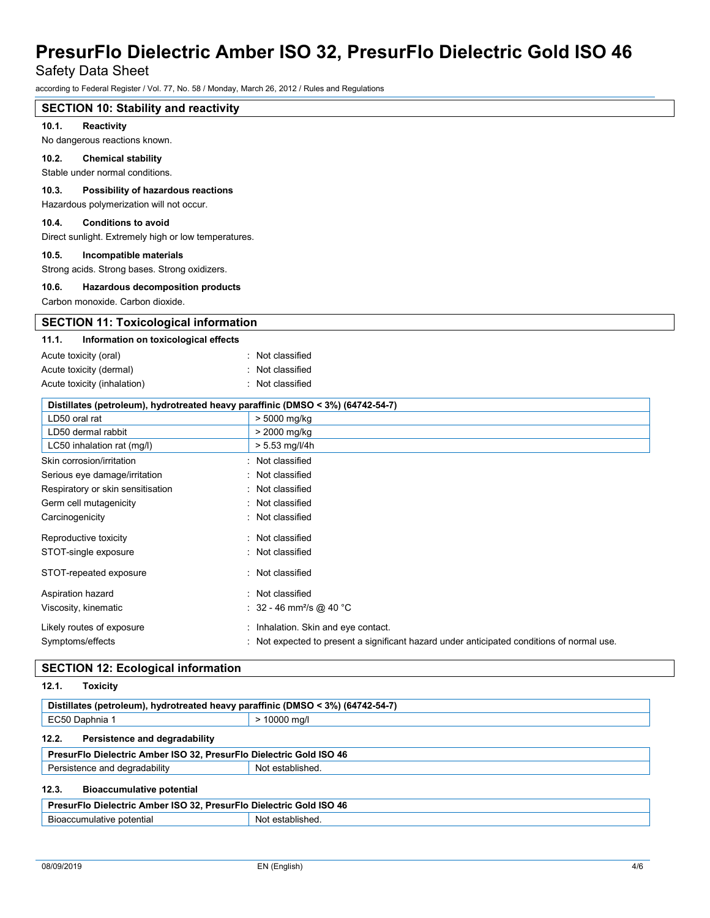## SECTION 10: Stability and reactivity

### 10.1. Reactivity

No dangerous reactions known.

### 10.2. Chemical stability

Stable under normal conditions.

### 10.3. Possibility of hazardous reactions

Hazardous polymerization will not occur.

### 10.4. Conditions to avoid

Direct sunlight. Extremely high or low temperatures.

### 10.5. Incompatible materials

Strong acids. Strong bases. Strong oxidizers.

### 10.6. Hazardous decomposition products

Carbon monoxide. Carbon dioxide.

## SECTION 11: Toxicological information

### 11.1. Information on toxicological effects

Acute toxicity (oral) : Not classified

Acute toxicity (dermal) : Not classified

Acute toxicity (inhalation) : Not classified

| Distillates (petroleum), hydrotreated heavy paraffinic (DMSO < 3%) (64742-54-7) | |
|---|---|
| LD50 oral rat | > 5000 mg/kg |
| LD50 dermal rabbit | > 2000 mg/kg |
| LC50 inhalation rat (mg/l) | > 5.53 mg/l/4h |

Skin corrosion/irritation : Not classified

Serious eye damage/irritation : Not classified

Respiratory or skin sensitisation : Not classified

Germ cell mutagenicity : Not classified

Carcinogenicity : Not classified

Reproductive toxicity : Not classified

STOT-single exposure : Not classified

STOT-repeated exposure : Not classified

Aspiration hazard : Not classified

Viscosity, kinematic : 32 - 46 $mm^2/s$ @ 40 °C

Likely routes of exposure : Inhalation. Skin and eye contact.

Symptoms/effects : Not expected to present a significant hazard under anticipated conditions of normal use.

## SECTION 12: Ecological information

### 12.1. Toxicity

| Distillates (petroleum), hydrotreated heavy paraffinic (DMSO < 3%) (64742-54-7) | |
|---|---|
| EC50 Daphnia 1 | > 10000 mg/l |

### 12.2. Persistence and degradability

| PresurFlo Dielectric Amber ISO 32, PresurFlo Dielectric Gold ISO 46 | |
|---|---|
| Persistence and degradability | Not established. |

### 12.3. Bioaccumulative potential

| PresurFlo Dielectric Amber ISO 32, PresurFlo Dielectric Gold ISO 46 | |
|---|---|
| Bioaccumulative potential | Not established. |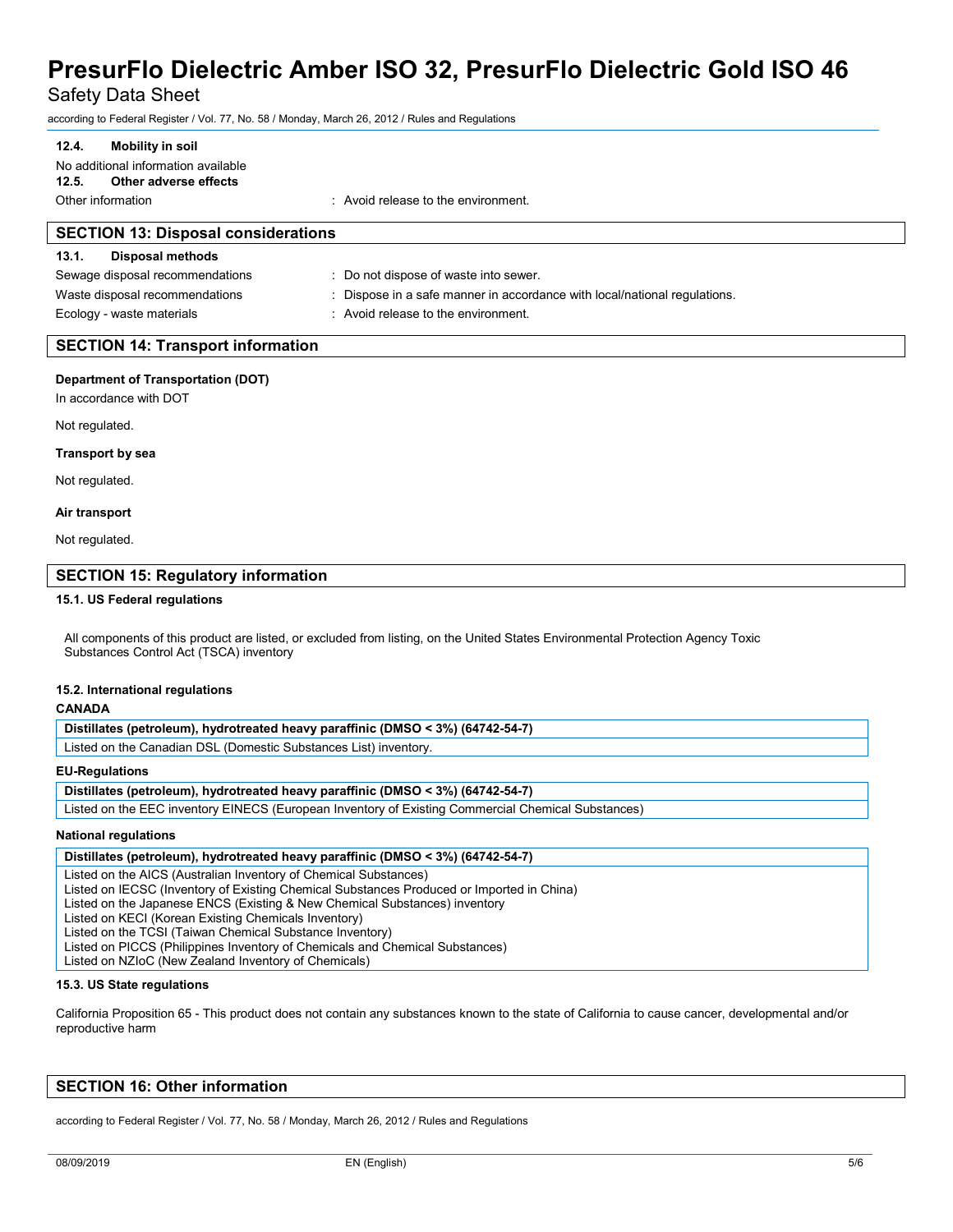### 12.4. Mobility in soil

No additional information available

### 12.5. Other adverse effects

Other information : Avoid release to the environment.

## SECTION 13: Disposal considerations

### 13.1. Disposal methods

Sewage disposal recommendations : Do not dispose of waste into sewer.

Waste disposal recommendations : Dispose in a safe manner in accordance with local/national regulations.

Ecology - waste materials : Avoid release to the environment.

## SECTION 14: Transport information

**Department of Transportation (DOT)**

In accordance with DOT

Not regulated.

**Transport by sea**

Not regulated.

**Air transport**

Not regulated.

## SECTION 15: Regulatory information

### 15.1. US Federal regulations

All components of this product are listed, or excluded from listing, on the United States Environmental Protection Agency Toxic Substances Control Act (TSCA) inventory

### 15.2. International regulations

**CANADA**

| Distillates (petroleum), hydrotreated heavy paraffinic (DMSO < 3%) (64742-54-7) |
|---|
| Listed on the Canadian DSL (Domestic Substances List) inventory. |

**EU-Regulations**

| Distillates (petroleum), hydrotreated heavy paraffinic (DMSO < 3%) (64742-54-7) |
|---|
| Listed on the EEC inventory EINECS (European Inventory of Existing Commercial Chemical Substances) |

**National regulations**

| Distillates (petroleum), hydrotreated heavy paraffinic (DMSO < 3%) (64742-54-7) |
|---|
| Listed on the AICS (Australian Inventory of Chemical Substances)<br>Listed on IECSC (Inventory of Existing Chemical Substances Produced or Imported in China)<br>Listed on the Japanese ENCS (Existing & New Chemical Substances) inventory<br>Listed on KECI (Korean Existing Chemicals Inventory)<br>Listed on the TCSI (Taiwan Chemical Substance Inventory)<br>Listed on PICCS (Philippines Inventory of Chemicals and Chemical Substances)<br>Listed on NZIoC (New Zealand Inventory of Chemicals) |

### 15.3. US State regulations

California Proposition 65 - This product does not contain any substances known to the state of California to cause cancer, developmental and/or reproductive harm

## SECTION 16: Other information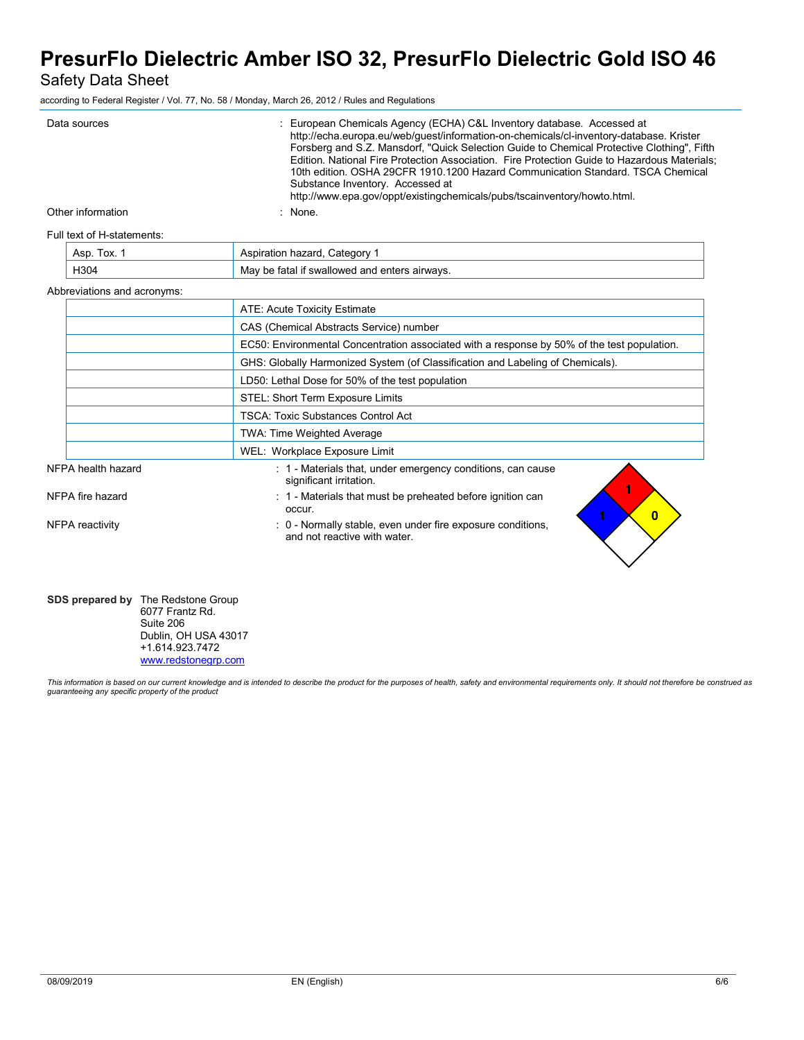Data sources : European Chemicals Agency (ECHA) C&L Inventory database. Accessed at http://echa.europa.eu/web/guest/information-on-chemicals/cl-inventory-database. Krister Forsberg and S.Z. Mansdorf, "Quick Selection Guide to Chemical Protective Clothing", Fifth Edition. National Fire Protection Association. Fire Protection Guide to Hazardous Materials; 10th edition. OSHA 29CFR 1910.1200 Hazard Communication Standard. TSCA Chemical Substance Inventory. Accessed at http://www.epa.gov/oppt/existingchemicals/pubs/tscainventory/howto.html.

Other information : None.

Full text of H-statements:

| | |
|---|---|
| Asp. Tox. 1 | Aspiration hazard, Category 1 |
| H304 | May be fatal if swallowed and enters airways. |

Abbreviations and acronyms:

| | |
|---|---|
| | ATE: Acute Toxicity Estimate |
| | CAS (Chemical Abstracts Service) number |
| | EC50: Environmental Concentration associated with a response by 50% of the test population. |
| | GHS: Globally Harmonized System (of Classification and Labeling of Chemicals). |
| | LD50: Lethal Dose for 50% of the test population |
| | STEL: Short Term Exposure Limits |
| | TSCA: Toxic Substances Control Act |
| | TWA: Time Weighted Average |
| | WEL: Workplace Exposure Limit |

NFPA health hazard : 1 - Materials that, under emergency conditions, can cause significant irritation.

NFPA fire hazard : 1 - Materials that must be preheated before ignition can occur.

NFPA reactivity : 0 - Normally stable, even under fire exposure conditions, and not reactive with water.

1
1
0

**SDS prepared by** The Redstone Group
6077 Frantz Rd.
Suite 206
Dublin, OH USA 43017
+1.614.923.7472
www.redstonegrp.com

*This information is based on our current knowledge and is intended to describe the product for the purposes of health, safety and environmental requirements only. It should not therefore be construed as guaranteeing any specific property of the product*